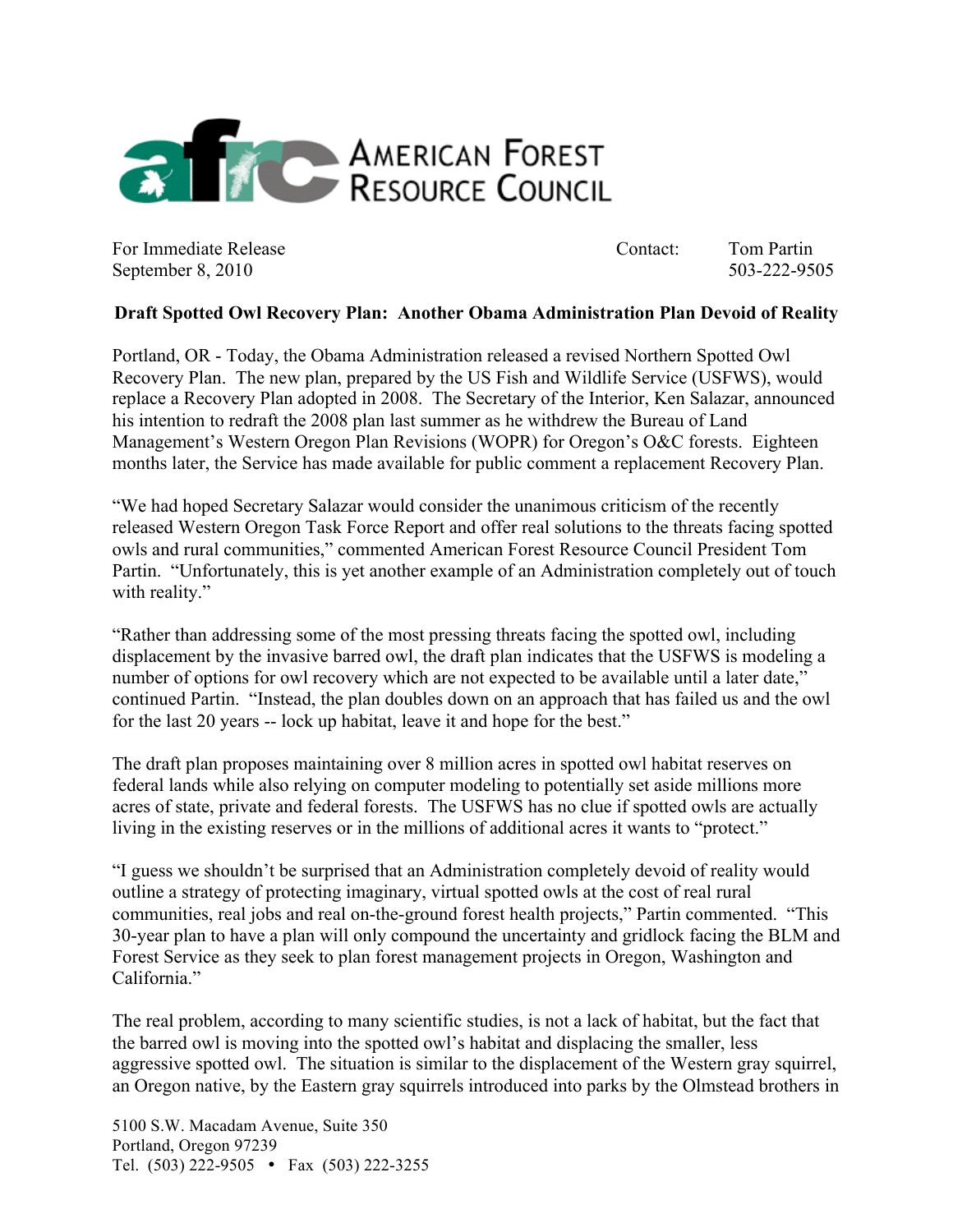AMERICAN FOREST RESOURCE COUNCIL

For Immediate Release
September 8, 2010

Contact: Tom Partin
503-222-9505

**Draft Spotted Owl Recovery Plan: Another Obama Administration Plan Devoid of Reality**

Portland, OR - Today, the Obama Administration released a revised Northern Spotted Owl Recovery Plan. The new plan, prepared by the US Fish and Wildlife Service (USFWS), would replace a Recovery Plan adopted in 2008. The Secretary of the Interior, Ken Salazar, announced his intention to redraft the 2008 plan last summer as he withdrew the Bureau of Land Management's Western Oregon Plan Revisions (WOPR) for Oregon's O&C forests. Eighteen months later, the Service has made available for public comment a replacement Recovery Plan.

"We had hoped Secretary Salazar would consider the unanimous criticism of the recently released Western Oregon Task Force Report and offer real solutions to the threats facing spotted owls and rural communities," commented American Forest Resource Council President Tom Partin. "Unfortunately, this is yet another example of an Administration completely out of touch with reality."

"Rather than addressing some of the most pressing threats facing the spotted owl, including displacement by the invasive barred owl, the draft plan indicates that the USFWS is modeling a number of options for owl recovery which are not expected to be available until a later date," continued Partin. "Instead, the plan doubles down on an approach that has failed us and the owl for the last 20 years -- lock up habitat, leave it and hope for the best."

The draft plan proposes maintaining over 8 million acres in spotted owl habitat reserves on federal lands while also relying on computer modeling to potentially set aside millions more acres of state, private and federal forests. The USFWS has no clue if spotted owls are actually living in the existing reserves or in the millions of additional acres it wants to "protect."

"I guess we shouldn't be surprised that an Administration completely devoid of reality would outline a strategy of protecting imaginary, virtual spotted owls at the cost of real rural communities, real jobs and real on-the-ground forest health projects," Partin commented. "This 30-year plan to have a plan will only compound the uncertainty and gridlock facing the BLM and Forest Service as they seek to plan forest management projects in Oregon, Washington and California."

The real problem, according to many scientific studies, is not a lack of habitat, but the fact that the barred owl is moving into the spotted owl's habitat and displacing the smaller, less aggressive spotted owl. The situation is similar to the displacement of the Western gray squirrel, an Oregon native, by the Eastern gray squirrels introduced into parks by the Olmstead brothers in

5100 S.W. Macadam Avenue, Suite 350
Portland, Oregon 97239
Tel. (503) 222-9505 • Fax (503) 222-3255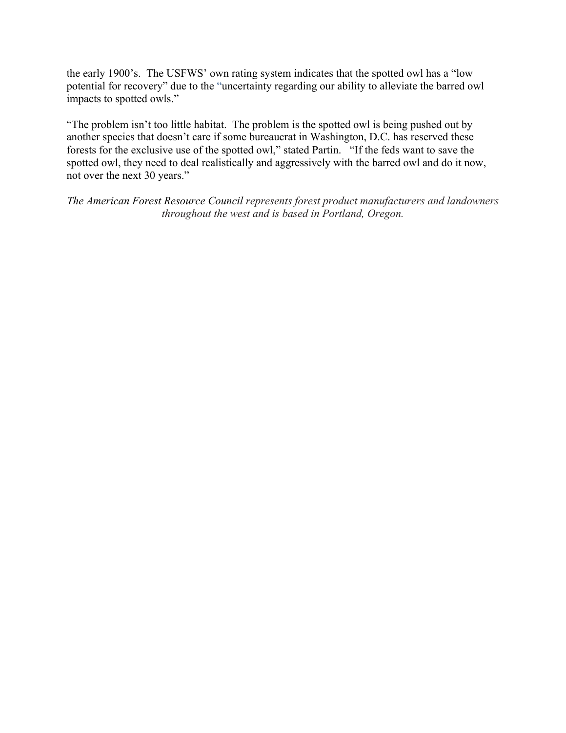the early 1900's. The USFWS' own rating system indicates that the spotted owl has a "low potential for recovery" due to the "uncertainty regarding our ability to alleviate the barred owl impacts to spotted owls."

"The problem isn't too little habitat. The problem is the spotted owl is being pushed out by another species that doesn't care if some bureaucrat in Washington, D.C. has reserved these forests for the exclusive use of the spotted owl," stated Partin. "If the feds want to save the spotted owl, they need to deal realistically and aggressively with the barred owl and do it now, not over the next 30 years."

*The American Forest Resource Council represents forest product manufacturers and landowners throughout the west and is based in Portland, Oregon.*